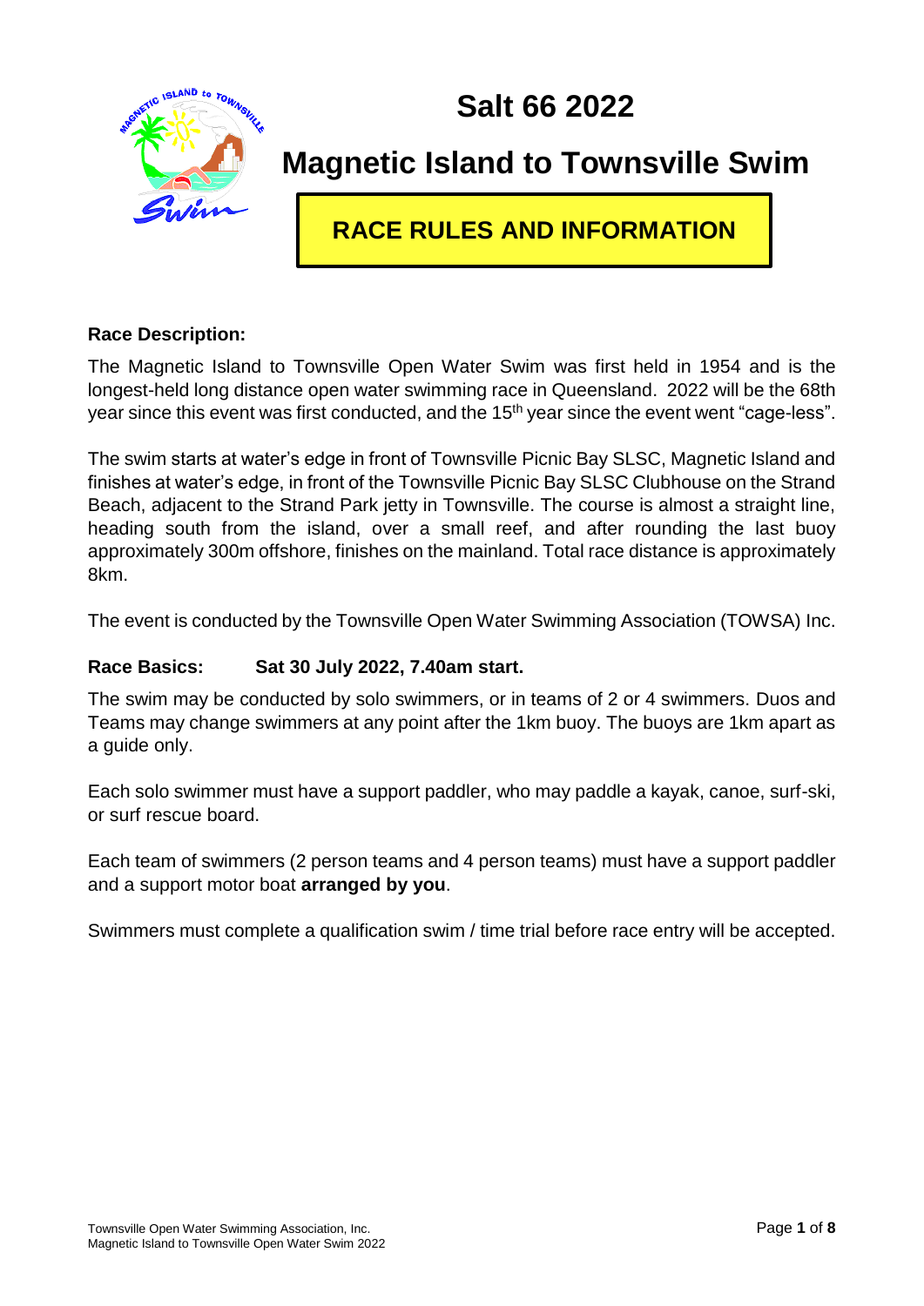# Salt 66 2022

# Magnetic Island to Townsville Swim

## RACE RULES AND INFORMATION

**Race Description:**

The Magnetic Island to Townsville Open Water Swim was first held in 1954 and is the longest-held long distance open water swimming race in Queensland. 2022 will be the 68th year since this event was first conducted, and the 15th year since the event went "cage-less".

The swim starts at water's edge in front of Townsville Picnic Bay SLSC, Magnetic Island and finishes at water's edge, in front of the Townsville Picnic Bay SLSC Clubhouse on the Strand Beach, adjacent to the Strand Park jetty in Townsville. The course is almost a straight line, heading south from the island, over a small reef, and after rounding the last buoy approximately 300m offshore, finishes on the mainland. Total race distance is approximately 8km.

The event is conducted by the Townsville Open Water Swimming Association (TOWSA) Inc.

**Race Basics: Sat 30 July 2022, 7.40am start.**

The swim may be conducted by solo swimmers, or in teams of 2 or 4 swimmers. Duos and Teams may change swimmers at any point after the 1km buoy. The buoys are 1km apart as a guide only.

Each solo swimmer must have a support paddler, who may paddle a kayak, canoe, surf-ski, or surf rescue board.

Each team of swimmers (2 person teams and 4 person teams) must have a support paddler and a support motor boat **arranged by you**.

Swimmers must complete a qualification swim / time trial before race entry will be accepted.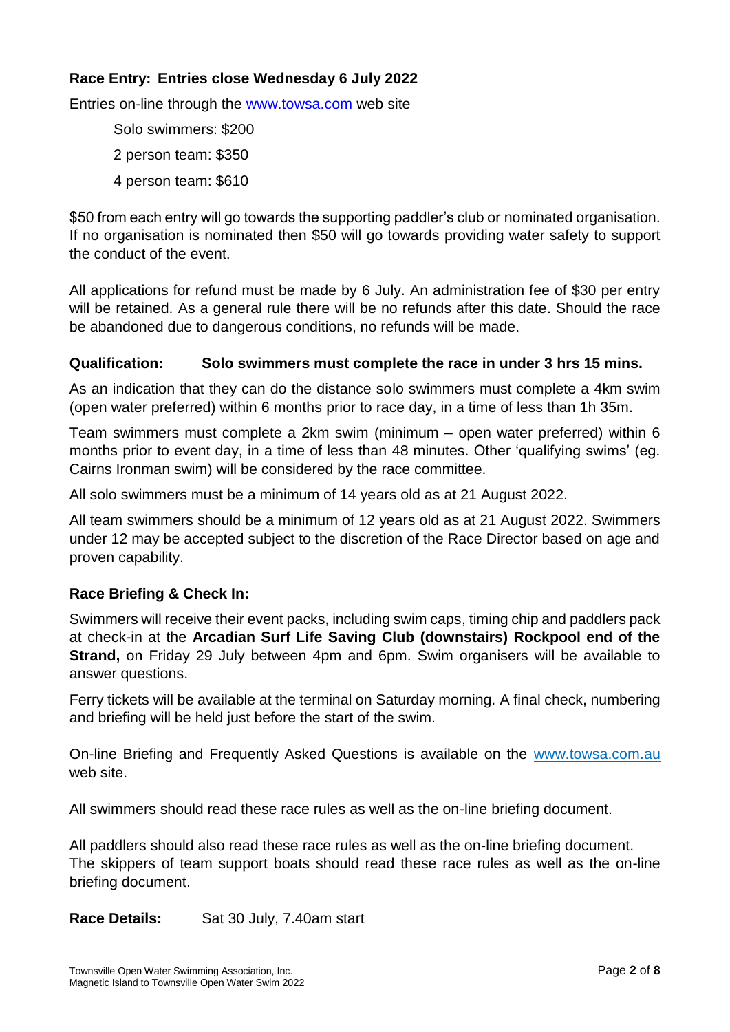**Race Entry: Entries close Wednesday 6 July 2022**

Entries on-line through the [www.towsa.com](www.towsa.com) web site

Solo swimmers: $200

2 person team: $350

4 person team: $610

$50 from each entry will go towards the supporting paddler's club or nominated organisation. If no organisation is nominated then $50 will go towards providing water safety to support the conduct of the event.

All applications for refund must be made by 6 July. An administration fee of $30 per entry will be retained. As a general rule there will be no refunds after this date. Should the race be abandoned due to dangerous conditions, no refunds will be made.

**Qualification: Solo swimmers must complete the race in under 3 hrs 15 mins.**

As an indication that they can do the distance solo swimmers must complete a 4km swim (open water preferred) within 6 months prior to race day, in a time of less than 1h 35m.

Team swimmers must complete a 2km swim (minimum – open water preferred) within 6 months prior to event day, in a time of less than 48 minutes. Other 'qualifying swims' (eg. Cairns Ironman swim) will be considered by the race committee.

All solo swimmers must be a minimum of 14 years old as at 21 August 2022.

All team swimmers should be a minimum of 12 years old as at 21 August 2022. Swimmers under 12 may be accepted subject to the discretion of the Race Director based on age and proven capability.

**Race Briefing & Check In:**

Swimmers will receive their event packs, including swim caps, timing chip and paddlers pack at check-in at the **Arcadian Surf Life Saving Club (downstairs) Rockpool end of the Strand,** on Friday 29 July between 4pm and 6pm. Swim organisers will be available to answer questions.

Ferry tickets will be available at the terminal on Saturday morning. A final check, numbering and briefing will be held just before the start of the swim.

On-line Briefing and Frequently Asked Questions is available on the [www.towsa.com.au](www.towsa.com.au) web site.

All swimmers should read these race rules as well as the on-line briefing document.

All paddlers should also read these race rules as well as the on-line briefing document. The skippers of team support boats should read these race rules as well as the on-line briefing document.

**Race Details:** Sat 30 July, 7.40am start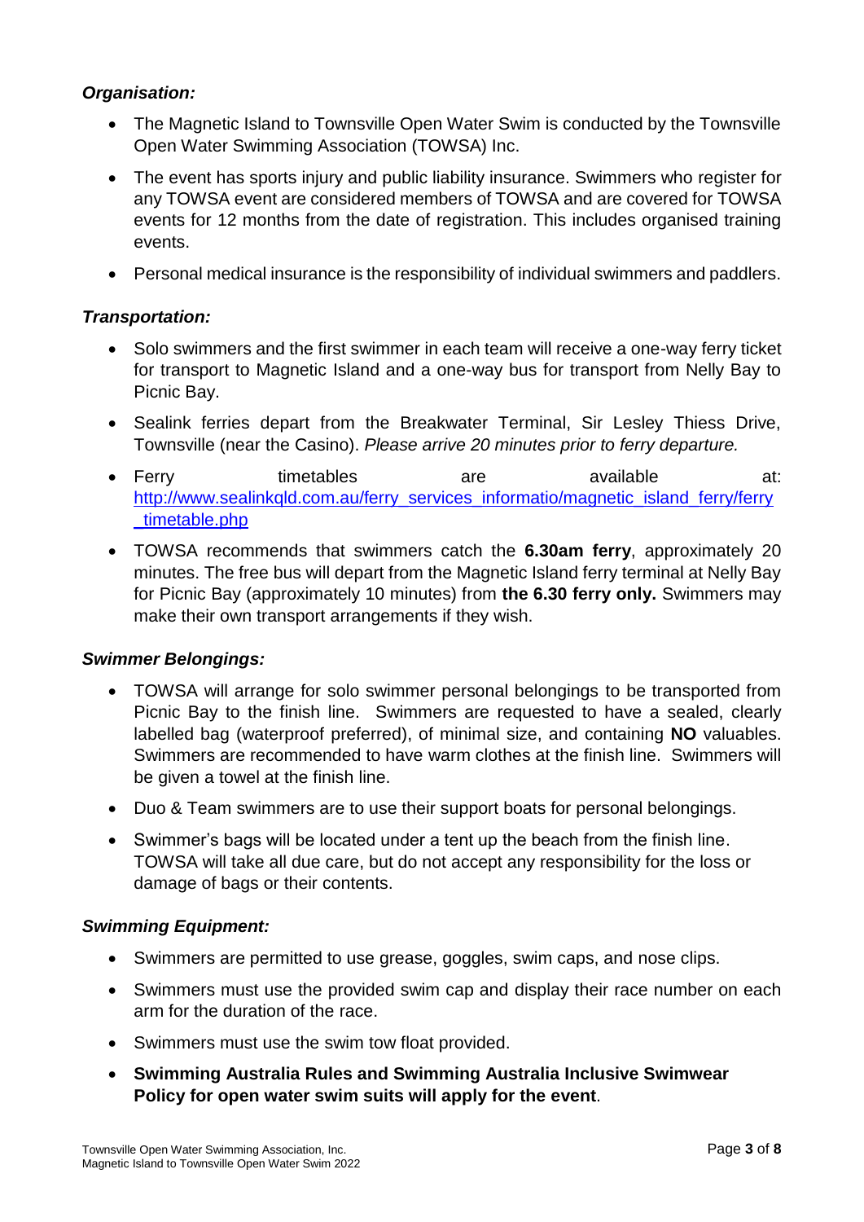### *Organisation:*

- The Magnetic Island to Townsville Open Water Swim is conducted by the Townsville Open Water Swimming Association (TOWSA) Inc.
- The event has sports injury and public liability insurance. Swimmers who register for any TOWSA event are considered members of TOWSA and are covered for TOWSA events for 12 months from the date of registration. This includes organised training events.
- Personal medical insurance is the responsibility of individual swimmers and paddlers.

### *Transportation:*

- Solo swimmers and the first swimmer in each team will receive a one-way ferry ticket for transport to Magnetic Island and a one-way bus for transport from Nelly Bay to Picnic Bay.
- Sealink ferries depart from the Breakwater Terminal, Sir Lesley Thiess Drive, Townsville (near the Casino). *Please arrive 20 minutes prior to ferry departure.*
- Ferry timetables are available at: [http://www.sealinkqld.com.au/ferry_services_informatio/magnetic_island_ferry/ferry_timetable.php](http://www.sealinkqld.com.au/ferry_services_informatio/magnetic_island_ferry/ferry_timetable.php)
- TOWSA recommends that swimmers catch the **6.30am ferry**, approximately 20 minutes. The free bus will depart from the Magnetic Island ferry terminal at Nelly Bay for Picnic Bay (approximately 10 minutes) from **the 6.30 ferry only.** Swimmers may make their own transport arrangements if they wish.

### *Swimmer Belongings:*

- TOWSA will arrange for solo swimmer personal belongings to be transported from Picnic Bay to the finish line. Swimmers are requested to have a sealed, clearly labelled bag (waterproof preferred), of minimal size, and containing **NO** valuables. Swimmers are recommended to have warm clothes at the finish line. Swimmers will be given a towel at the finish line.
- Duo & Team swimmers are to use their support boats for personal belongings.
- Swimmer's bags will be located under a tent up the beach from the finish line. TOWSA will take all due care, but do not accept any responsibility for the loss or damage of bags or their contents.

### *Swimming Equipment:*

- Swimmers are permitted to use grease, goggles, swim caps, and nose clips.
- Swimmers must use the provided swim cap and display their race number on each arm for the duration of the race.
- Swimmers must use the swim tow float provided.
- **Swimming Australia Rules and Swimming Australia Inclusive Swimwear Policy for open water swim suits will apply for the event**.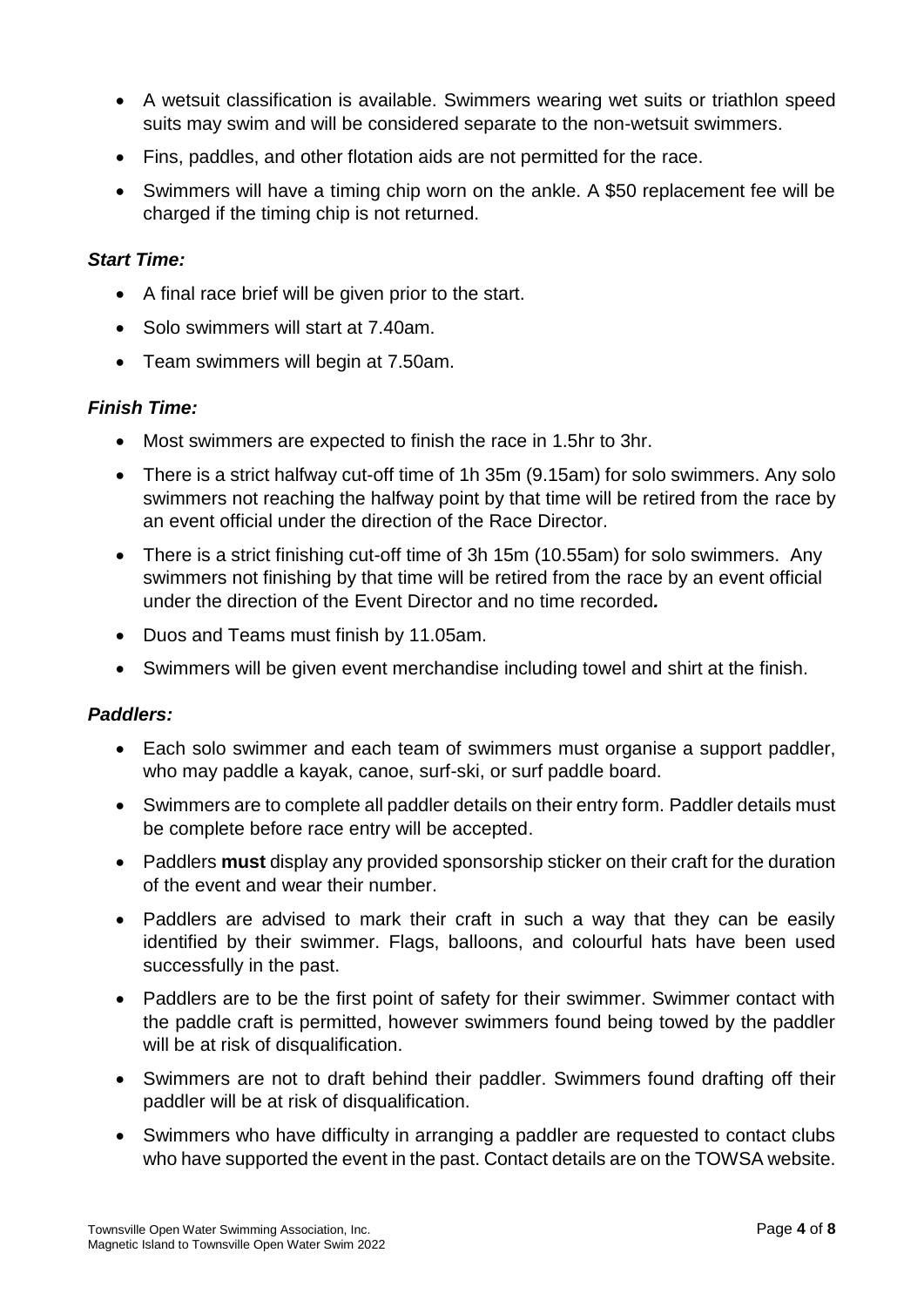- A wetsuit classification is available. Swimmers wearing wet suits or triathlon speed suits may swim and will be considered separate to the non-wetsuit swimmers.
- Fins, paddles, and other flotation aids are not permitted for the race.
- Swimmers will have a timing chip worn on the ankle. A $50 replacement fee will be charged if the timing chip is not returned.

### *Start Time:*

- A final race brief will be given prior to the start.
- Solo swimmers will start at 7.40am.
- Team swimmers will begin at 7.50am.

### *Finish Time:*

- Most swimmers are expected to finish the race in 1.5hr to 3hr.
- There is a strict halfway cut-off time of 1h 35m (9.15am) for solo swimmers. Any solo swimmers not reaching the halfway point by that time will be retired from the race by an event official under the direction of the Race Director.
- There is a strict finishing cut-off time of 3h 15m (10.55am) for solo swimmers. Any swimmers not finishing by that time will be retired from the race by an event official under the direction of the Event Director and no time recorded***.***
- Duos and Teams must finish by 11.05am.
- Swimmers will be given event merchandise including towel and shirt at the finish.

### *Paddlers:*

- Each solo swimmer and each team of swimmers must organise a support paddler, who may paddle a kayak, canoe, surf-ski, or surf paddle board.
- Swimmers are to complete all paddler details on their entry form. Paddler details must be complete before race entry will be accepted.
- Paddlers **must** display any provided sponsorship sticker on their craft for the duration of the event and wear their number.
- Paddlers are advised to mark their craft in such a way that they can be easily identified by their swimmer. Flags, balloons, and colourful hats have been used successfully in the past.
- Paddlers are to be the first point of safety for their swimmer. Swimmer contact with the paddle craft is permitted, however swimmers found being towed by the paddler will be at risk of disqualification.
- Swimmers are not to draft behind their paddler. Swimmers found drafting off their paddler will be at risk of disqualification.
- Swimmers who have difficulty in arranging a paddler are requested to contact clubs who have supported the event in the past. Contact details are on the TOWSA website.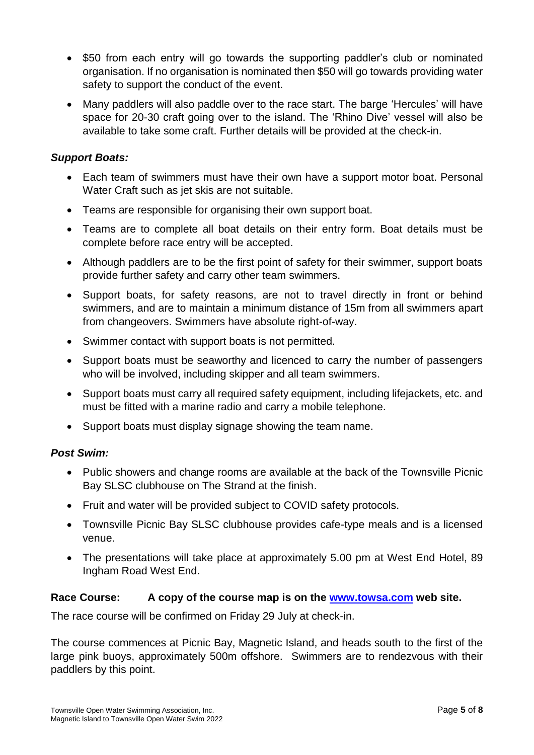- $50 from each entry will go towards the supporting paddler's club or nominated organisation. If no organisation is nominated then $50 will go towards providing water safety to support the conduct of the event.
- Many paddlers will also paddle over to the race start. The barge 'Hercules' will have space for 20-30 craft going over to the island. The 'Rhino Dive' vessel will also be available to take some craft. Further details will be provided at the check-in.

***Support Boats:***

- Each team of swimmers must have their own have a support motor boat. Personal Water Craft such as jet skis are not suitable.
- Teams are responsible for organising their own support boat.
- Teams are to complete all boat details on their entry form. Boat details must be complete before race entry will be accepted.
- Although paddlers are to be the first point of safety for their swimmer, support boats provide further safety and carry other team swimmers.
- Support boats, for safety reasons, are not to travel directly in front or behind swimmers, and are to maintain a minimum distance of 15m from all swimmers apart from changeovers. Swimmers have absolute right-of-way.
- Swimmer contact with support boats is not permitted.
- Support boats must be seaworthy and licenced to carry the number of passengers who will be involved, including skipper and all team swimmers.
- Support boats must carry all required safety equipment, including lifejackets, etc. and must be fitted with a marine radio and carry a mobile telephone.
- Support boats must display signage showing the team name.

***Post Swim:***

- Public showers and change rooms are available at the back of the Townsville Picnic Bay SLSC clubhouse on The Strand at the finish.
- Fruit and water will be provided subject to COVID safety protocols.
- Townsville Picnic Bay SLSC clubhouse provides cafe-type meals and is a licensed venue.
- The presentations will take place at approximately 5.00 pm at West End Hotel, 89 Ingham Road West End.

**Race Course: A copy of the course map is on the [www.towsa.com](http://www.towsa.com) web site.**

The race course will be confirmed on Friday 29 July at check-in.

The course commences at Picnic Bay, Magnetic Island, and heads south to the first of the large pink buoys, approximately 500m offshore. Swimmers are to rendezvous with their paddlers by this point.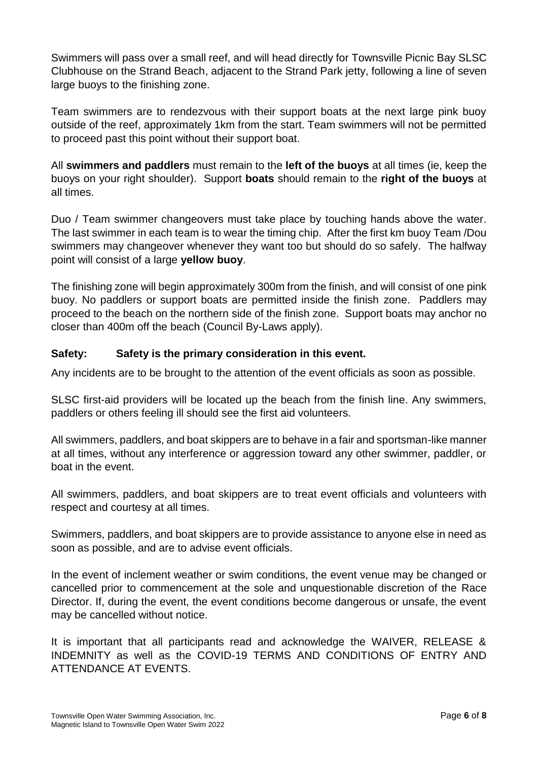Swimmers will pass over a small reef, and will head directly for Townsville Picnic Bay SLSC Clubhouse on the Strand Beach, adjacent to the Strand Park jetty, following a line of seven large buoys to the finishing zone.

Team swimmers are to rendezvous with their support boats at the next large pink buoy outside of the reef, approximately 1km from the start. Team swimmers will not be permitted to proceed past this point without their support boat.

All **swimmers and paddlers** must remain to the **left of the buoys** at all times (ie, keep the buoys on your right shoulder). Support **boats** should remain to the **right of the buoys** at all times.

Duo / Team swimmer changeovers must take place by touching hands above the water. The last swimmer in each team is to wear the timing chip. After the first km buoy Team /Dou swimmers may changeover whenever they want too but should do so safely. The halfway point will consist of a large **yellow buoy**.

The finishing zone will begin approximately 300m from the finish, and will consist of one pink buoy. No paddlers or support boats are permitted inside the finish zone. Paddlers may proceed to the beach on the northern side of the finish zone. Support boats may anchor no closer than 400m off the beach (Council By-Laws apply).

**Safety: Safety is the primary consideration in this event.**

Any incidents are to be brought to the attention of the event officials as soon as possible.

SLSC first-aid providers will be located up the beach from the finish line. Any swimmers, paddlers or others feeling ill should see the first aid volunteers.

All swimmers, paddlers, and boat skippers are to behave in a fair and sportsman-like manner at all times, without any interference or aggression toward any other swimmer, paddler, or boat in the event.

All swimmers, paddlers, and boat skippers are to treat event officials and volunteers with respect and courtesy at all times.

Swimmers, paddlers, and boat skippers are to provide assistance to anyone else in need as soon as possible, and are to advise event officials.

In the event of inclement weather or swim conditions, the event venue may be changed or cancelled prior to commencement at the sole and unquestionable discretion of the Race Director. If, during the event, the event conditions become dangerous or unsafe, the event may be cancelled without notice.

It is important that all participants read and acknowledge the WAIVER, RELEASE & INDEMNITY as well as the COVID-19 TERMS AND CONDITIONS OF ENTRY AND ATTENDANCE AT EVENTS.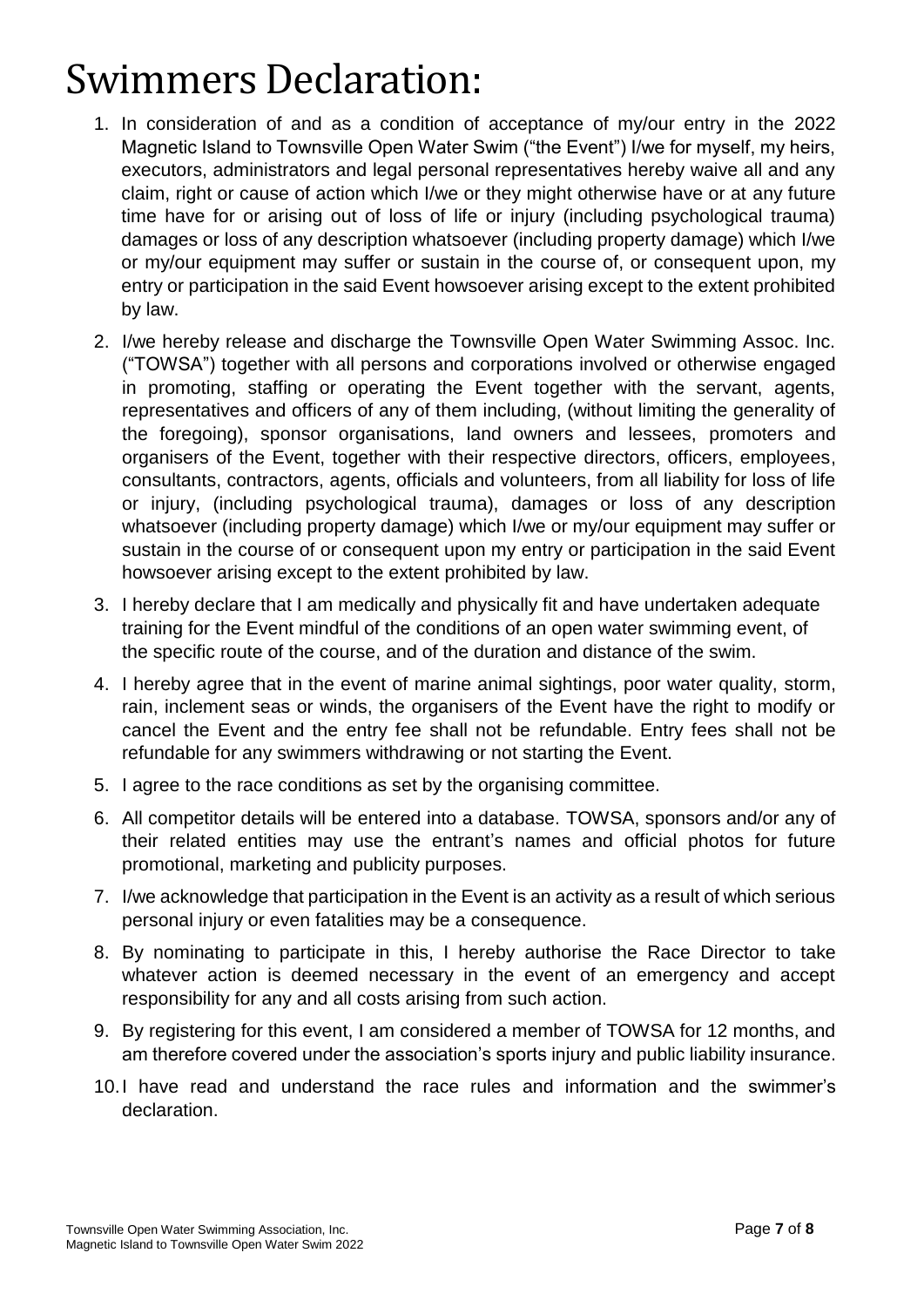# Swimmers Declaration:

1. In consideration of and as a condition of acceptance of my/our entry in the 2022 Magnetic Island to Townsville Open Water Swim ("the Event") I/we for myself, my heirs, executors, administrators and legal personal representatives hereby waive all and any claim, right or cause of action which I/we or they might otherwise have or at any future time have for or arising out of loss of life or injury (including psychological trauma) damages or loss of any description whatsoever (including property damage) which I/we or my/our equipment may suffer or sustain in the course of, or consequent upon, my entry or participation in the said Event howsoever arising except to the extent prohibited by law.
2. I/we hereby release and discharge the Townsville Open Water Swimming Assoc. Inc. ("TOWSA") together with all persons and corporations involved or otherwise engaged in promoting, staffing or operating the Event together with the servant, agents, representatives and officers of any of them including, (without limiting the generality of the foregoing), sponsor organisations, land owners and lessees, promoters and organisers of the Event, together with their respective directors, officers, employees, consultants, contractors, agents, officials and volunteers, from all liability for loss of life or injury, (including psychological trauma), damages or loss of any description whatsoever (including property damage) which I/we or my/our equipment may suffer or sustain in the course of or consequent upon my entry or participation in the said Event howsoever arising except to the extent prohibited by law.
3. I hereby declare that I am medically and physically fit and have undertaken adequate training for the Event mindful of the conditions of an open water swimming event, of the specific route of the course, and of the duration and distance of the swim.
4. I hereby agree that in the event of marine animal sightings, poor water quality, storm, rain, inclement seas or winds, the organisers of the Event have the right to modify or cancel the Event and the entry fee shall not be refundable. Entry fees shall not be refundable for any swimmers withdrawing or not starting the Event.
5. I agree to the race conditions as set by the organising committee.
6. All competitor details will be entered into a database. TOWSA, sponsors and/or any of their related entities may use the entrant's names and official photos for future promotional, marketing and publicity purposes.
7. I/we acknowledge that participation in the Event is an activity as a result of which serious personal injury or even fatalities may be a consequence.
8. By nominating to participate in this, I hereby authorise the Race Director to take whatever action is deemed necessary in the event of an emergency and accept responsibility for any and all costs arising from such action.
9. By registering for this event, I am considered a member of TOWSA for 12 months, and am therefore covered under the association's sports injury and public liability insurance.
10. I have read and understand the race rules and information and the swimmer's declaration.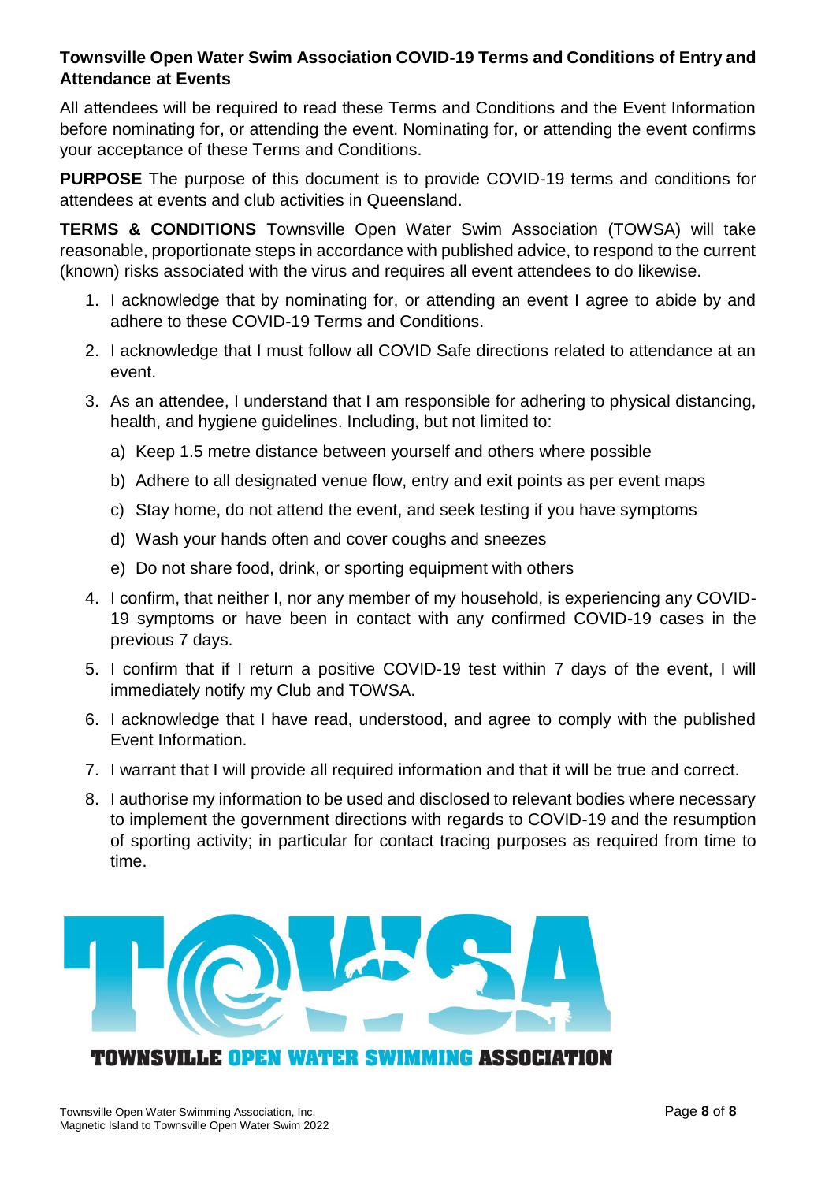## Townsville Open Water Swim Association COVID-19 Terms and Conditions of Entry and Attendance at Events

All attendees will be required to read these Terms and Conditions and the Event Information before nominating for, or attending the event. Nominating for, or attending the event confirms your acceptance of these Terms and Conditions.

**PURPOSE** The purpose of this document is to provide COVID-19 terms and conditions for attendees at events and club activities in Queensland.

**TERMS & CONDITIONS** Townsville Open Water Swim Association (TOWSA) will take reasonable, proportionate steps in accordance with published advice, to respond to the current (known) risks associated with the virus and requires all event attendees to do likewise.

1. I acknowledge that by nominating for, or attending an event I agree to abide by and adhere to these COVID-19 Terms and Conditions.
2. I acknowledge that I must follow all COVID Safe directions related to attendance at an event.
3. As an attendee, I understand that I am responsible for adhering to physical distancing, health, and hygiene guidelines. Including, but not limited to:
   a) Keep 1.5 metre distance between yourself and others where possible
   b) Adhere to all designated venue flow, entry and exit points as per event maps
   c) Stay home, do not attend the event, and seek testing if you have symptoms
   d) Wash your hands often and cover coughs and sneezes
   e) Do not share food, drink, or sporting equipment with others
4. I confirm, that neither I, nor any member of my household, is experiencing any COVID-19 symptoms or have been in contact with any confirmed COVID-19 cases in the previous 7 days.
5. I confirm that if I return a positive COVID-19 test within 7 days of the event, I will immediately notify my Club and TOWSA.
6. I acknowledge that I have read, understood, and agree to comply with the published Event Information.
7. I warrant that I will provide all required information and that it will be true and correct.
8. I authorise my information to be used and disclosed to relevant bodies where necessary to implement the government directions with regards to COVID-19 and the resumption of sporting activity; in particular for contact tracing purposes as required from time to time.

TOWSA

TOWNSVILLE OPEN WATER SWIMMING ASSOCIATION

Townsville Open Water Swimming Association, Inc.
Magnetic Island to Townsville Open Water Swim 2022